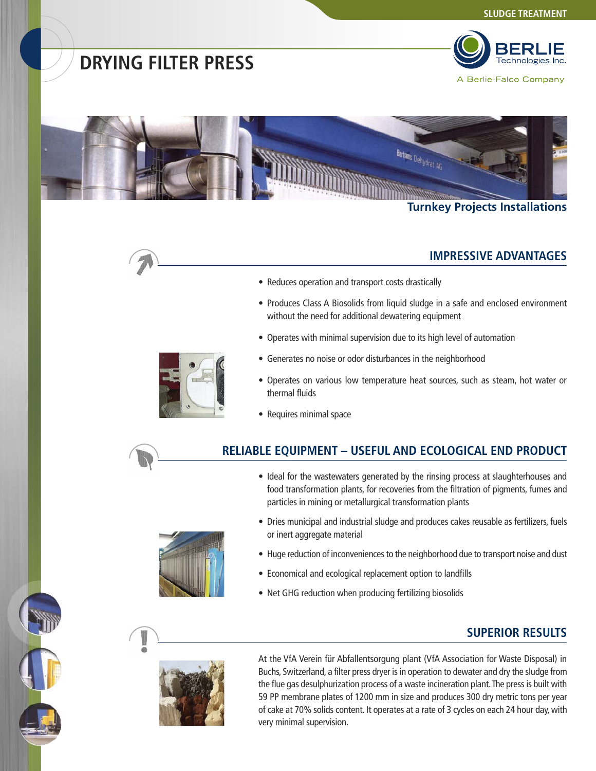SLUDGE TREATMENT

# DRYING FILTER PRESS

BERLIE Technologies Inc.
A Berlie-Falco Company

**Turnkey Projects Installations**

## IMPRESSIVE ADVANTAGES

- Reduces operation and transport costs drastically
- Produces Class A Biosolids from liquid sludge in a safe and enclosed environment without the need for additional dewatering equipment
- Operates with minimal supervision due to its high level of automation
- Generates no noise or odor disturbances in the neighborhood
- Operates on various low temperature heat sources, such as steam, hot water or thermal fluids
- Requires minimal space

## RELIABLE EQUIPMENT – USEFUL AND ECOLOGICAL END PRODUCT

- Ideal for the wastewaters generated by the rinsing process at slaughterhouses and food transformation plants, for recoveries from the filtration of pigments, fumes and particles in mining or metallurgical transformation plants
- Dries municipal and industrial sludge and produces cakes reusable as fertilizers, fuels or inert aggregate material
- Huge reduction of inconveniences to the neighborhood due to transport noise and dust
- Economical and ecological replacement option to landfills
- Net GHG reduction when producing fertilizing biosolids

## SUPERIOR RESULTS

At the VfA Verein für Abfallentsorgung plant (VfA Association for Waste Disposal) in Buchs, Switzerland, a filter press dryer is in operation to dewater and dry the sludge from the flue gas desulphurization process of a waste incineration plant. The press is built with 59 PP membrane plates of 1200 mm in size and produces 300 dry metric tons per year of cake at 70% solids content. It operates at a rate of 3 cycles on each 24 hour day, with very minimal supervision.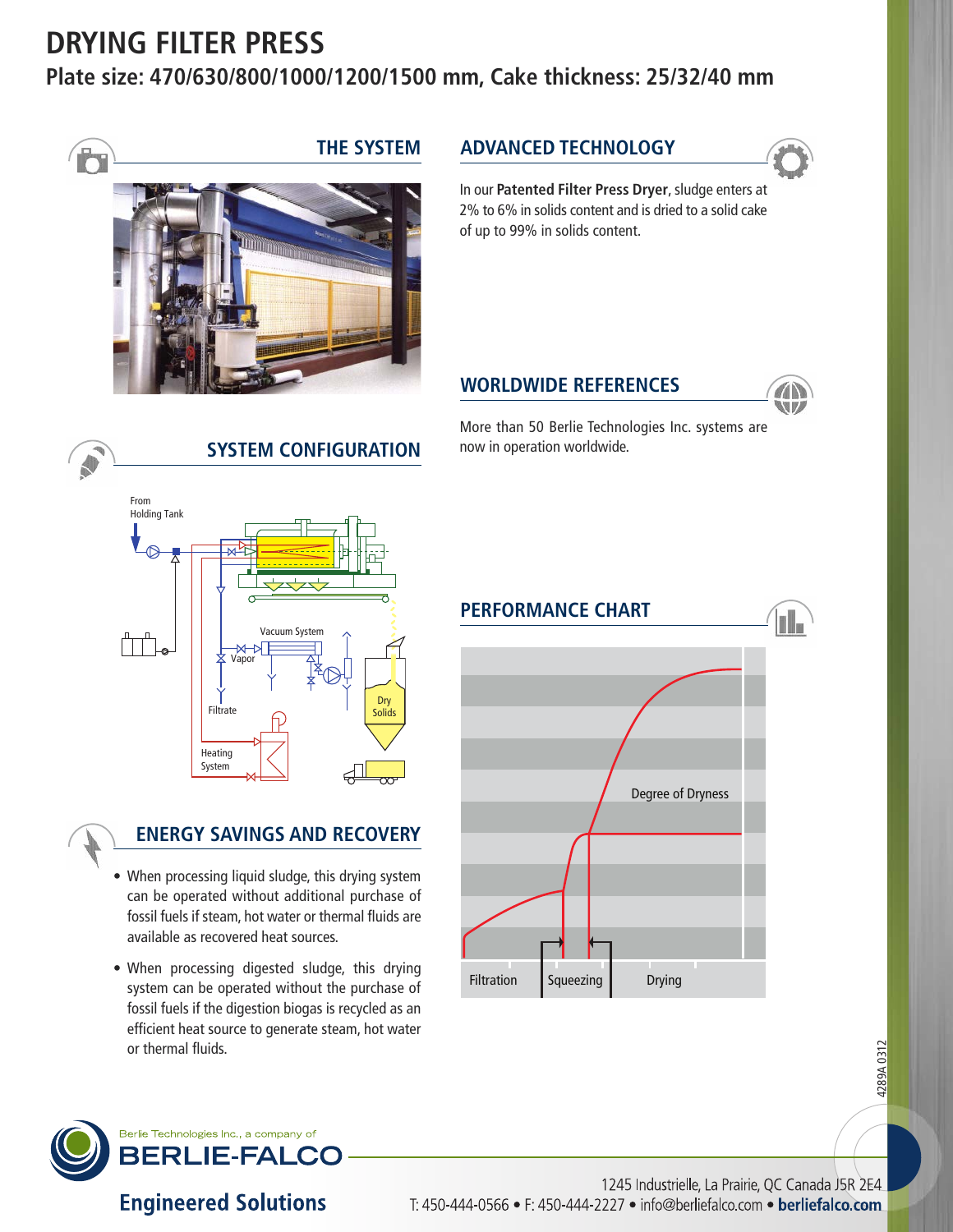# DRYING FILTER PRESS

## Plate size: 470/630/800/1000/1200/1500 mm, Cake thickness: 25/32/40 mm

## THE SYSTEM

## SYSTEM CONFIGURATION

From Holding Tank

Vacuum System

Vapor

Filtrate

Heating System

Dry Solids

## ENERGY SAVINGS AND RECOVERY

- When processing liquid sludge, this drying system can be operated without additional purchase of fossil fuels if steam, hot water or thermal fluids are available as recovered heat sources.
- When processing digested sludge, this drying system can be operated without the purchase of fossil fuels if the digestion biogas is recycled as an efficient heat source to generate steam, hot water or thermal fluids.

## ADVANCED TECHNOLOGY

In our **Patented Filter Press Dryer**, sludge enters at 2% to 6% in solids content and is dried to a solid cake of up to 99% in solids content.

## WORLDWIDE REFERENCES

More than 50 Berlie Technologies Inc. systems are now in operation worldwide.

## PERFORMANCE CHART

Degree of Dryness

Filtration

Squeezing

Drying

4289A 0312

Berlie Technologies Inc., a company of
**BERLIE-FALCO**

**Engineered Solutions**

1245 Industrielle, La Prairie, QC Canada J5R 2E4
T: 450-444-0566 • F: 450-444-2227 • info@berliefalco.com • **berliefalco.com**